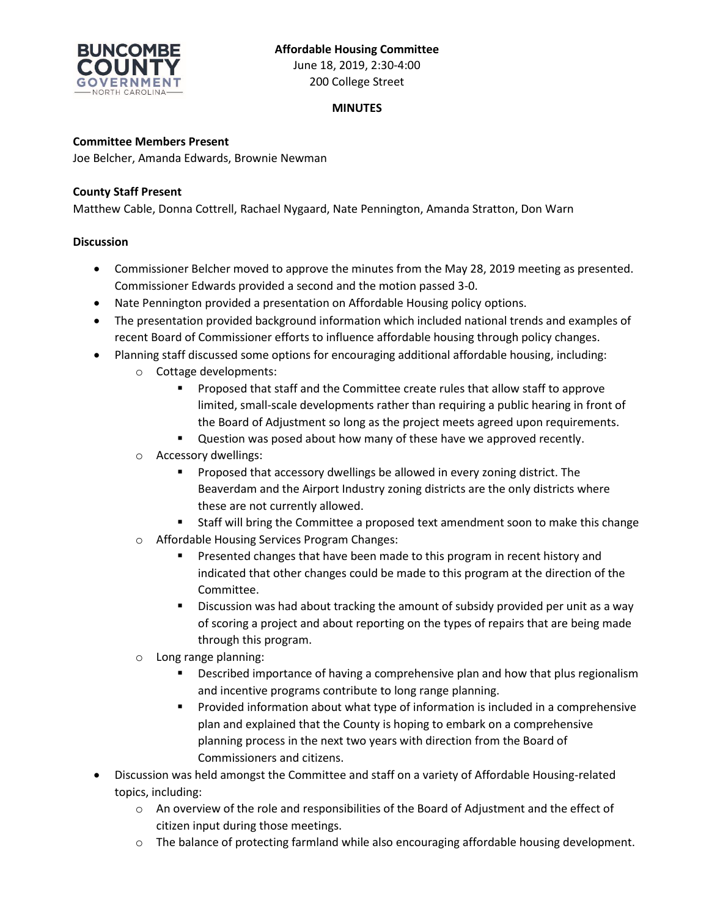**Affordable Housing Committee**
June 18, 2019, 2:30-4:00
200 College Street

**MINUTES**

**Committee Members Present**
Joe Belcher, Amanda Edwards, Brownie Newman

**County Staff Present**
Matthew Cable, Donna Cottrell, Rachael Nygaard, Nate Pennington, Amanda Stratton, Don Warn

**Discussion**

- Commissioner Belcher moved to approve the minutes from the May 28, 2019 meeting as presented. Commissioner Edwards provided a second and the motion passed 3-0.
- Nate Pennington provided a presentation on Affordable Housing policy options.
- The presentation provided background information which included national trends and examples of recent Board of Commissioner efforts to influence affordable housing through policy changes.
- Planning staff discussed some options for encouraging additional affordable housing, including:
  - Cottage developments:
    - Proposed that staff and the Committee create rules that allow staff to approve limited, small-scale developments rather than requiring a public hearing in front of the Board of Adjustment so long as the project meets agreed upon requirements.
    - Question was posed about how many of these have we approved recently.
  - Accessory dwellings:
    - Proposed that accessory dwellings be allowed in every zoning district. The Beaverdam and the Airport Industry zoning districts are the only districts where these are not currently allowed.
    - Staff will bring the Committee a proposed text amendment soon to make this change
  - Affordable Housing Services Program Changes:
    - Presented changes that have been made to this program in recent history and indicated that other changes could be made to this program at the direction of the Committee.
    - Discussion was had about tracking the amount of subsidy provided per unit as a way of scoring a project and about reporting on the types of repairs that are being made through this program.
  - Long range planning:
    - Described importance of having a comprehensive plan and how that plus regionalism and incentive programs contribute to long range planning.
    - Provided information about what type of information is included in a comprehensive plan and explained that the County is hoping to embark on a comprehensive planning process in the next two years with direction from the Board of Commissioners and citizens.
- Discussion was held amongst the Committee and staff on a variety of Affordable Housing-related topics, including:
  - An overview of the role and responsibilities of the Board of Adjustment and the effect of citizen input during those meetings.
  - The balance of protecting farmland while also encouraging affordable housing development.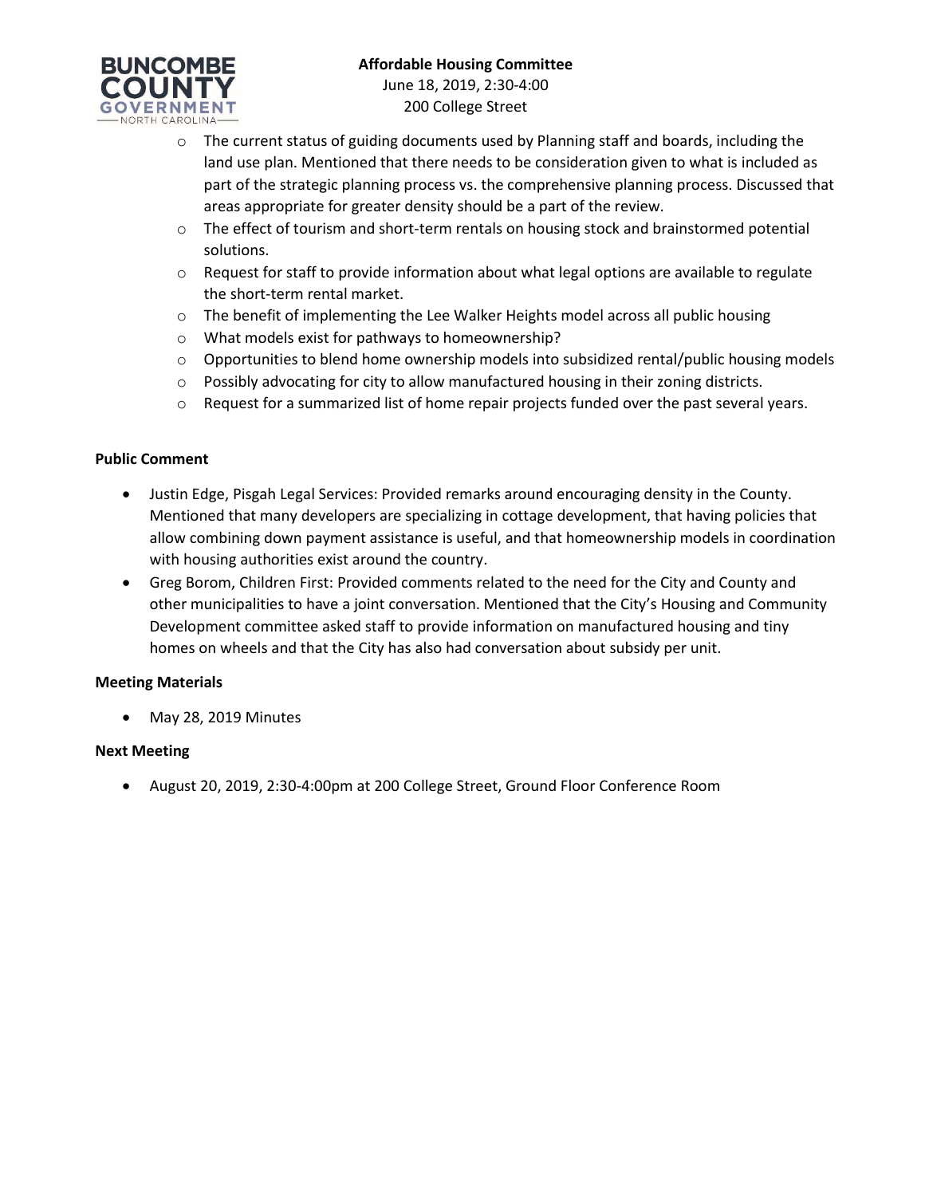- The current status of guiding documents used by Planning staff and boards, including the land use plan. Mentioned that there needs to be consideration given to what is included as part of the strategic planning process vs. the comprehensive planning process. Discussed that areas appropriate for greater density should be a part of the review.
- The effect of tourism and short-term rentals on housing stock and brainstormed potential solutions.
- Request for staff to provide information about what legal options are available to regulate the short-term rental market.
- The benefit of implementing the Lee Walker Heights model across all public housing
- What models exist for pathways to homeownership?
- Opportunities to blend home ownership models into subsidized rental/public housing models
- Possibly advocating for city to allow manufactured housing in their zoning districts.
- Request for a summarized list of home repair projects funded over the past several years.

**Public Comment**

- Justin Edge, Pisgah Legal Services: Provided remarks around encouraging density in the County. Mentioned that many developers are specializing in cottage development, that having policies that allow combining down payment assistance is useful, and that homeownership models in coordination with housing authorities exist around the country.
- Greg Borom, Children First: Provided comments related to the need for the City and County and other municipalities to have a joint conversation. Mentioned that the City's Housing and Community Development committee asked staff to provide information on manufactured housing and tiny homes on wheels and that the City has also had conversation about subsidy per unit.

**Meeting Materials**

- May 28, 2019 Minutes

**Next Meeting**

- August 20, 2019, 2:30-4:00pm at 200 College Street, Ground Floor Conference Room